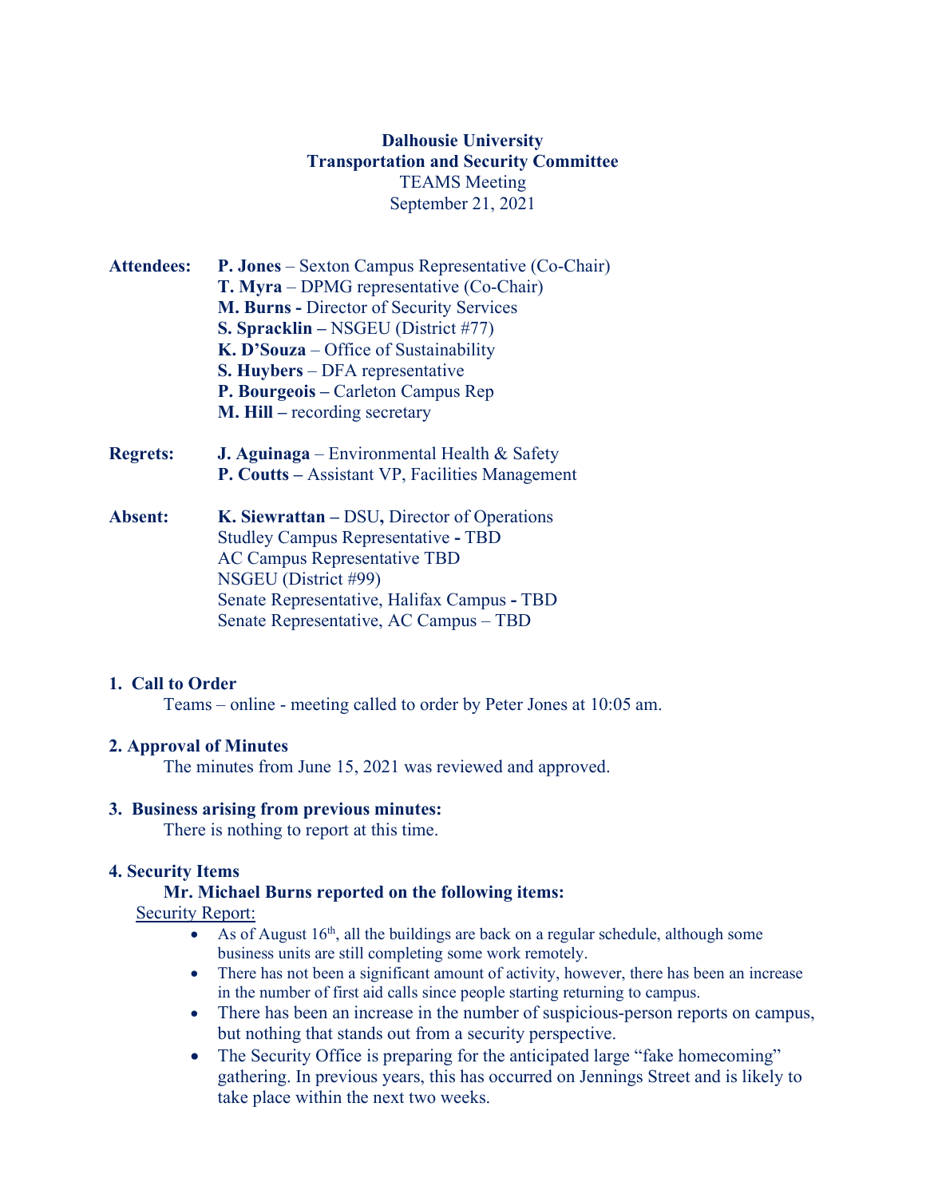**Dalhousie University**
**Transportation and Security Committee**
TEAMS Meeting
September 21, 2021

**Attendees:**
**P. Jones** – Sexton Campus Representative (Co-Chair)
**T. Myra** – DPMG representative (Co-Chair)
**M. Burns -** Director of Security Services
**S. Spracklin –** NSGEU (District #77)
**K. D'Souza** – Office of Sustainability
**S. Huybers** – DFA representative
**P. Bourgeois –** Carleton Campus Rep
**M. Hill –** recording secretary

**Regrets:**
**J. Aguinaga** – Environmental Health & Safety
**P. Coutts –** Assistant VP, Facilities Management

**Absent:**
**K. Siewrattan –** DSU**,** Director of Operations
Studley Campus Representative **-** TBD
AC Campus Representative TBD
NSGEU (District #99)
Senate Representative, Halifax Campus **-** TBD
Senate Representative, AC Campus – TBD

### 1. Call to Order

Teams – online - meeting called to order by Peter Jones at 10:05 am.

### 2. Approval of Minutes

The minutes from June 15, 2021 was reviewed and approved.

### 3. Business arising from previous minutes:

There is nothing to report at this time.

### 4. Security Items

**Mr. Michael Burns reported on the following items:**

Security Report:

- As of August 16th, all the buildings are back on a regular schedule, although some business units are still completing some work remotely.
- There has not been a significant amount of activity, however, there has been an increase in the number of first aid calls since people starting returning to campus.
- There has been an increase in the number of suspicious-person reports on campus, but nothing that stands out from a security perspective.
- The Security Office is preparing for the anticipated large "fake homecoming" gathering. In previous years, this has occurred on Jennings Street and is likely to take place within the next two weeks.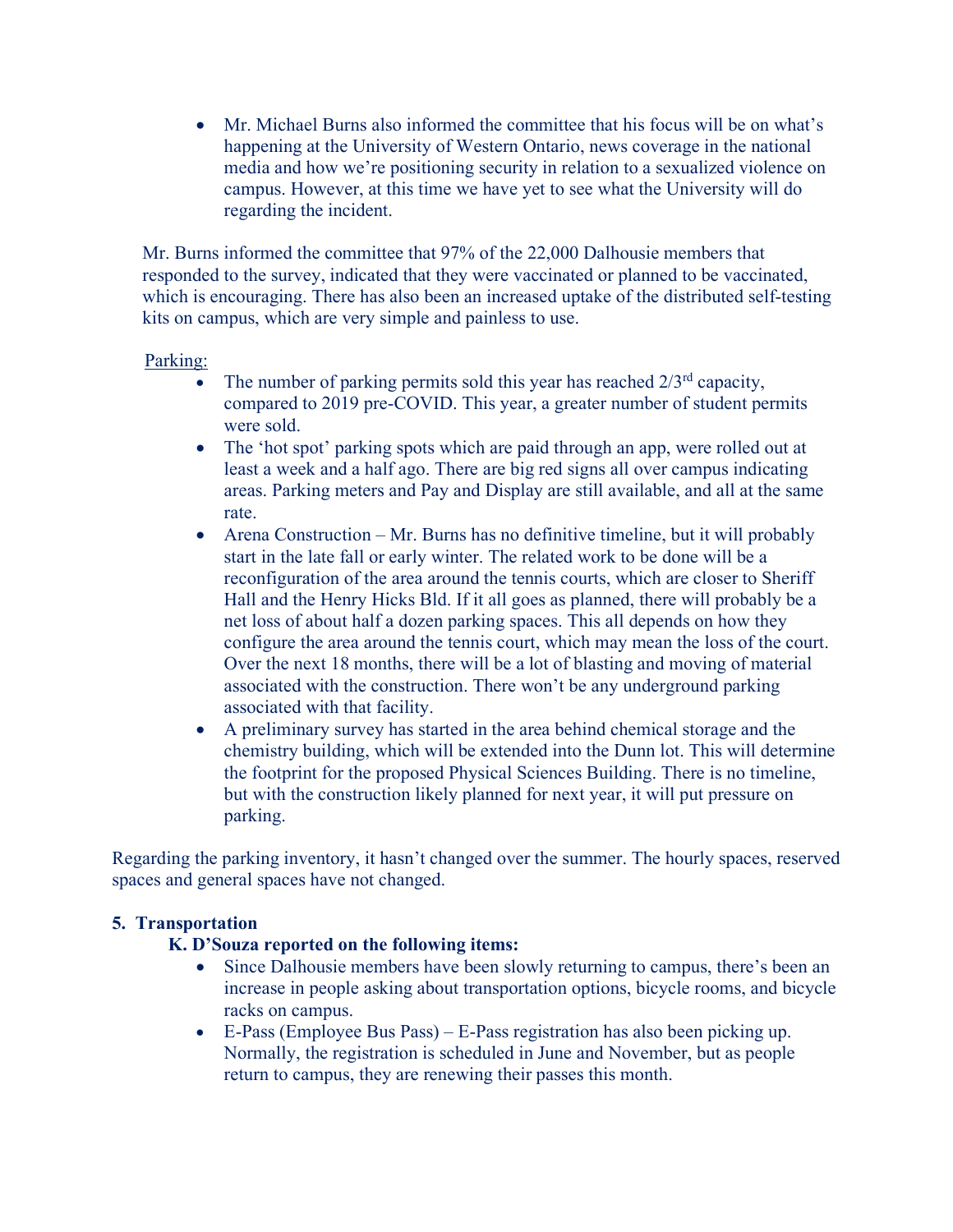- Mr. Michael Burns also informed the committee that his focus will be on what's happening at the University of Western Ontario, news coverage in the national media and how we're positioning security in relation to a sexualized violence on campus. However, at this time we have yet to see what the University will do regarding the incident.

Mr. Burns informed the committee that 97% of the 22,000 Dalhousie members that responded to the survey, indicated that they were vaccinated or planned to be vaccinated, which is encouraging. There has also been an increased uptake of the distributed self-testing kits on campus, which are very simple and painless to use.

Parking:

- The number of parking permits sold this year has reached 2/3rd capacity, compared to 2019 pre-COVID. This year, a greater number of student permits were sold.
- The 'hot spot' parking spots which are paid through an app, were rolled out at least a week and a half ago. There are big red signs all over campus indicating areas. Parking meters and Pay and Display are still available, and all at the same rate.
- Arena Construction – Mr. Burns has no definitive timeline, but it will probably start in the late fall or early winter. The related work to be done will be a reconfiguration of the area around the tennis courts, which are closer to Sheriff Hall and the Henry Hicks Bld. If it all goes as planned, there will probably be a net loss of about half a dozen parking spaces. This all depends on how they configure the area around the tennis court, which may mean the loss of the court. Over the next 18 months, there will be a lot of blasting and moving of material associated with the construction. There won't be any underground parking associated with that facility.
- A preliminary survey has started in the area behind chemical storage and the chemistry building, which will be extended into the Dunn lot. This will determine the footprint for the proposed Physical Sciences Building. There is no timeline, but with the construction likely planned for next year, it will put pressure on parking.

Regarding the parking inventory, it hasn't changed over the summer. The hourly spaces, reserved spaces and general spaces have not changed.

**5. Transportation**

**K. D'Souza reported on the following items:**

- Since Dalhousie members have been slowly returning to campus, there's been an increase in people asking about transportation options, bicycle rooms, and bicycle racks on campus.
- E-Pass (Employee Bus Pass) – E-Pass registration has also been picking up. Normally, the registration is scheduled in June and November, but as people return to campus, they are renewing their passes this month.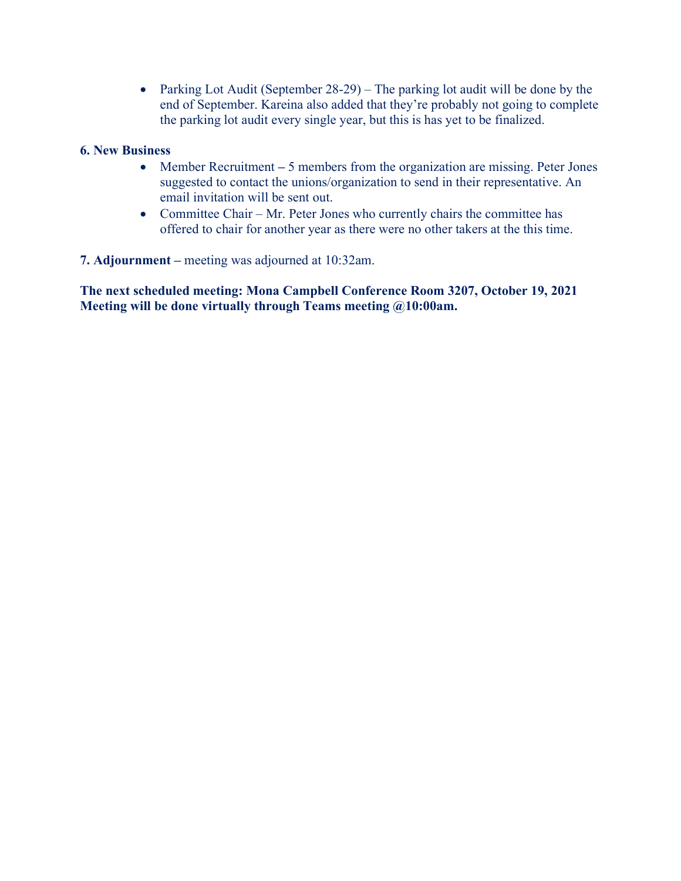- Parking Lot Audit (September 28-29) – The parking lot audit will be done by the end of September. Kareina also added that they're probably not going to complete the parking lot audit every single year, but this is has yet to be finalized.

**6. New Business**

- Member Recruitment **–** 5 members from the organization are missing. Peter Jones suggested to contact the unions/organization to send in their representative. An email invitation will be sent out.
- Committee Chair – Mr. Peter Jones who currently chairs the committee has offered to chair for another year as there were no other takers at the this time.

**7. Adjournment –** meeting was adjourned at 10:32am.

**The next scheduled meeting: Mona Campbell Conference Room 3207, October 19, 2021 Meeting will be done virtually through Teams meeting @10:00am.**